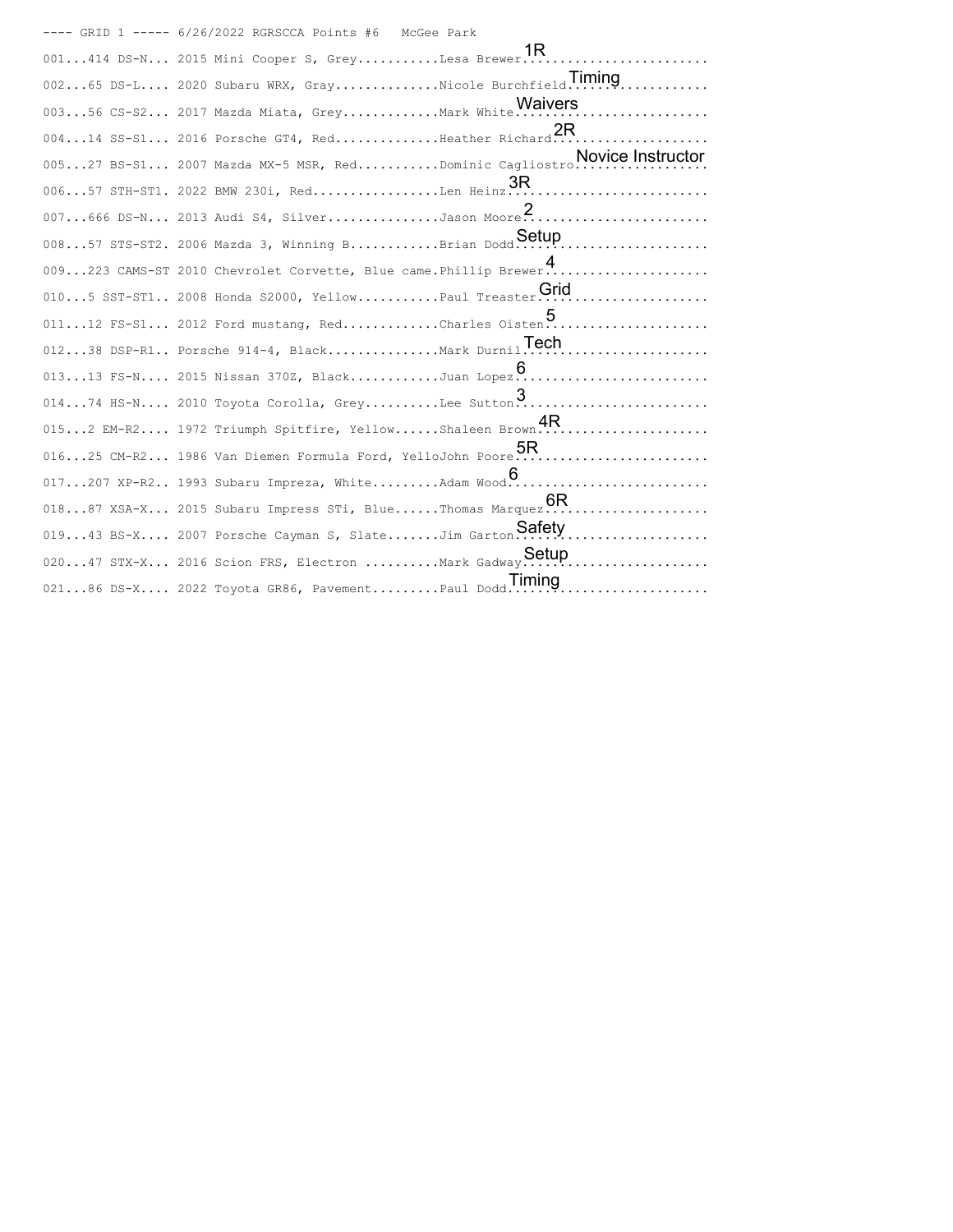---- GRID 1 ----- 6/26/2022 RGRSCCA Points #6   McGee Park

```
001...414 DS-N... 2015 Mini Cooper S, Grey...........Lesa Brewer 1R
002...65 DS-L.... 2020 Subaru WRX, Gray..............Nicole Burchfield Timing
003...56 CS-S2... 2017 Mazda Miata, Grey.............Mark White Waivers
004...14 SS-S1... 2016 Porsche GT4, Red..............Heather Richard 2R
005...27 BS-S1... 2007 Mazda MX-5 MSR, Red...........Dominic Cagliostro Novice Instructor
006...57 STH-ST1. 2022 BMW 230i, Red.................Len Heinz 3R
007...666 DS-N... 2013 Audi S4, Silver...............Jason Moore 2
008...57 STS-ST2. 2006 Mazda 3, Winning B............Brian Dodd Setup
009...223 CAMS-ST 2010 Chevrolet Corvette, Blue came.Phillip Brewer 4
010...5 SST-ST1.. 2008 Honda S2000, Yellow...........Paul Treaster Grid
011...12 FS-S1... 2012 Ford mustang, Red.............Charles Oisten 5
012...38 DSP-R1.. Porsche 914-4, Black...............Mark Durnil Tech
013...13 FS-N.... 2015 Nissan 370Z, Black............Juan Lopez 6
014...74 HS-N.... 2010 Toyota Corolla, Grey..........Lee Sutton 3
015...2 EM-R2.... 1972 Triumph Spitfire, Yellow......Shaleen Brown 4R
016...25 CM-R2... 1986 Van Diemen Formula Ford, YelloJohn Poore 5R
017...207 XP-R2.. 1993 Subaru Impreza, White.........Adam Wood 6
018...87 XSA-X... 2015 Subaru Impress STi, Blue......Thomas Marquez 6R
019...43 BS-X.... 2007 Porsche Cayman S, Slate.......Jim Garton Safety
020...47 STX-X... 2016 Scion FRS, Electron ..........Mark Gadway Setup
021...86 DS-X.... 2022 Toyota GR86, Pavement.........Paul Dodd Timing
```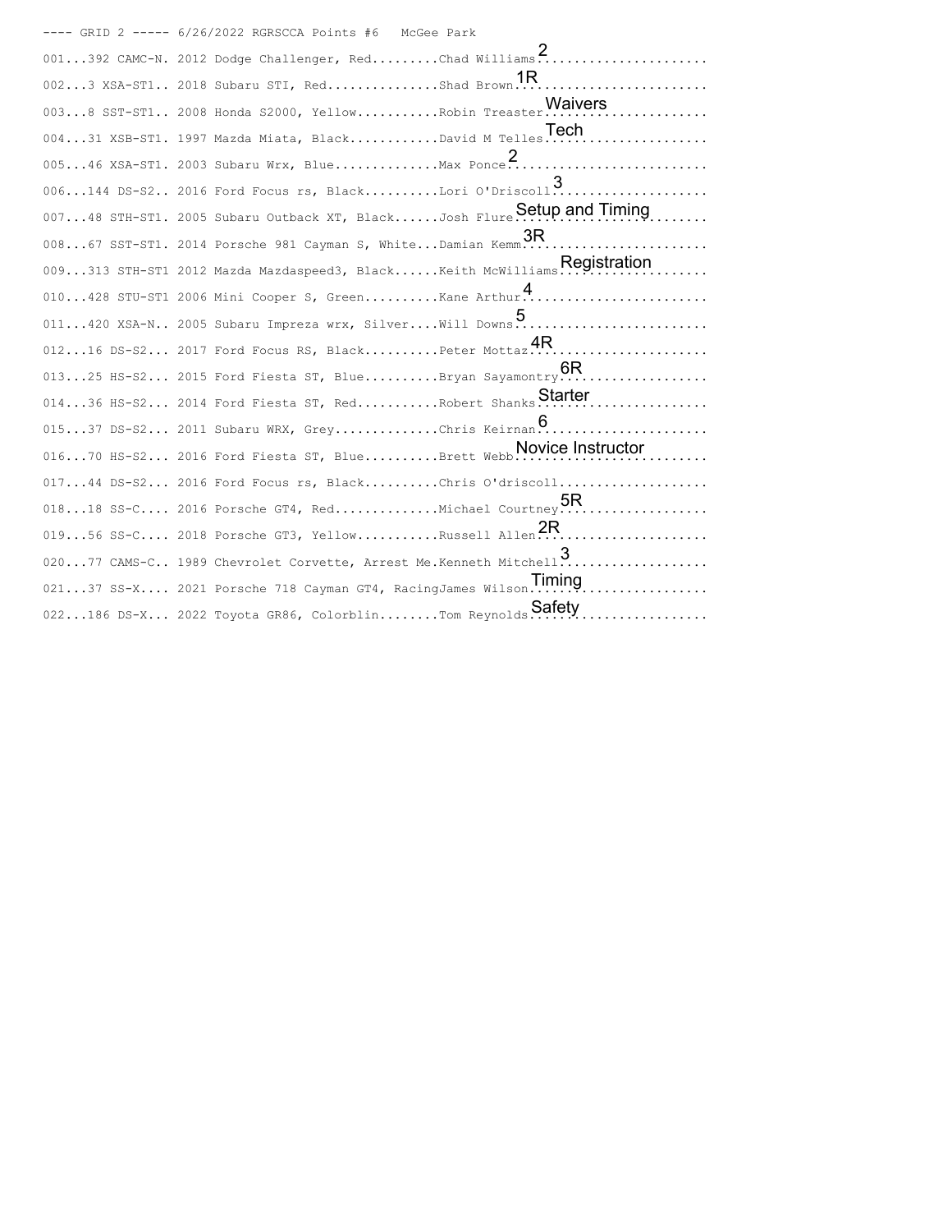---- GRID 2 ----- 6/26/2022 RGRSCCA Points #6   McGee Park

| | | | | | |
|---|---|---|---|---|---|
| 001 | 392 | CAMC-N. | 2012 Dodge Challenger, Red | Chad Williams | 2 |
| 002 | 3 | XSA-ST1.. | 2018 Subaru STI, Red | Shad Brown | 1R |
| 003 | 8 | SST-ST1.. | 2008 Honda S2000, Yellow | Robin Treaster | Waivers |
| 004 | 31 | XSB-ST1. | 1997 Mazda Miata, Black | David M Telles | Tech |
| 005 | 46 | XSA-ST1. | 2003 Subaru Wrx, Blue | Max Ponce | 2 |
| 006 | 144 | DS-S2.. | 2016 Ford Focus rs, Black | Lori O'Driscoll | 3 |
| 007 | 48 | STH-ST1. | 2005 Subaru Outback XT, Black | Josh Flure | Setup and Timing |
| 008 | 67 | SST-ST1. | 2014 Porsche 981 Cayman S, White | Damian Kemm | 3R |
| 009 | 313 | STH-ST1 | 2012 Mazda Mazdaspeed3, Black | Keith McWilliams | Registration |
| 010 | 428 | STU-ST1 | 2006 Mini Cooper S, Green | Kane Arthur | 4 |
| 011 | 420 | XSA-N.. | 2005 Subaru Impreza wrx, Silver | Will Downs | 5 |
| 012 | 16 | DS-S2... | 2017 Ford Focus RS, Black | Peter Mottaz | 4R |
| 013 | 25 | HS-S2... | 2015 Ford Fiesta ST, Blue | Bryan Sayamontry | 6R |
| 014 | 36 | HS-S2... | 2014 Ford Fiesta ST, Red | Robert Shanks | Starter |
| 015 | 37 | DS-S2... | 2011 Subaru WRX, Grey | Chris Keirnan | 6 |
| 016 | 70 | HS-S2... | 2016 Ford Fiesta ST, Blue | Brett Webb | Novice Instructor |
| 017 | 44 | DS-S2... | 2016 Ford Focus rs, Black | Chris O'driscoll | |
| 018 | 18 | SS-C.... | 2016 Porsche GT4, Red | Michael Courtney | 5R |
| 019 | 56 | SS-C.... | 2018 Porsche GT3, Yellow | Russell Allen | 2R |
| 020 | 77 | CAMS-C.. | 1989 Chevrolet Corvette, Arrest Me. | Kenneth Mitchell | 3 |
| 021 | 37 | SS-X.... | 2021 Porsche 718 Cayman GT4, Racing | James Wilson | Timing |
| 022 | 186 | DS-X... | 2022 Toyota GR86, Colorblin | Tom Reynolds | Safety |